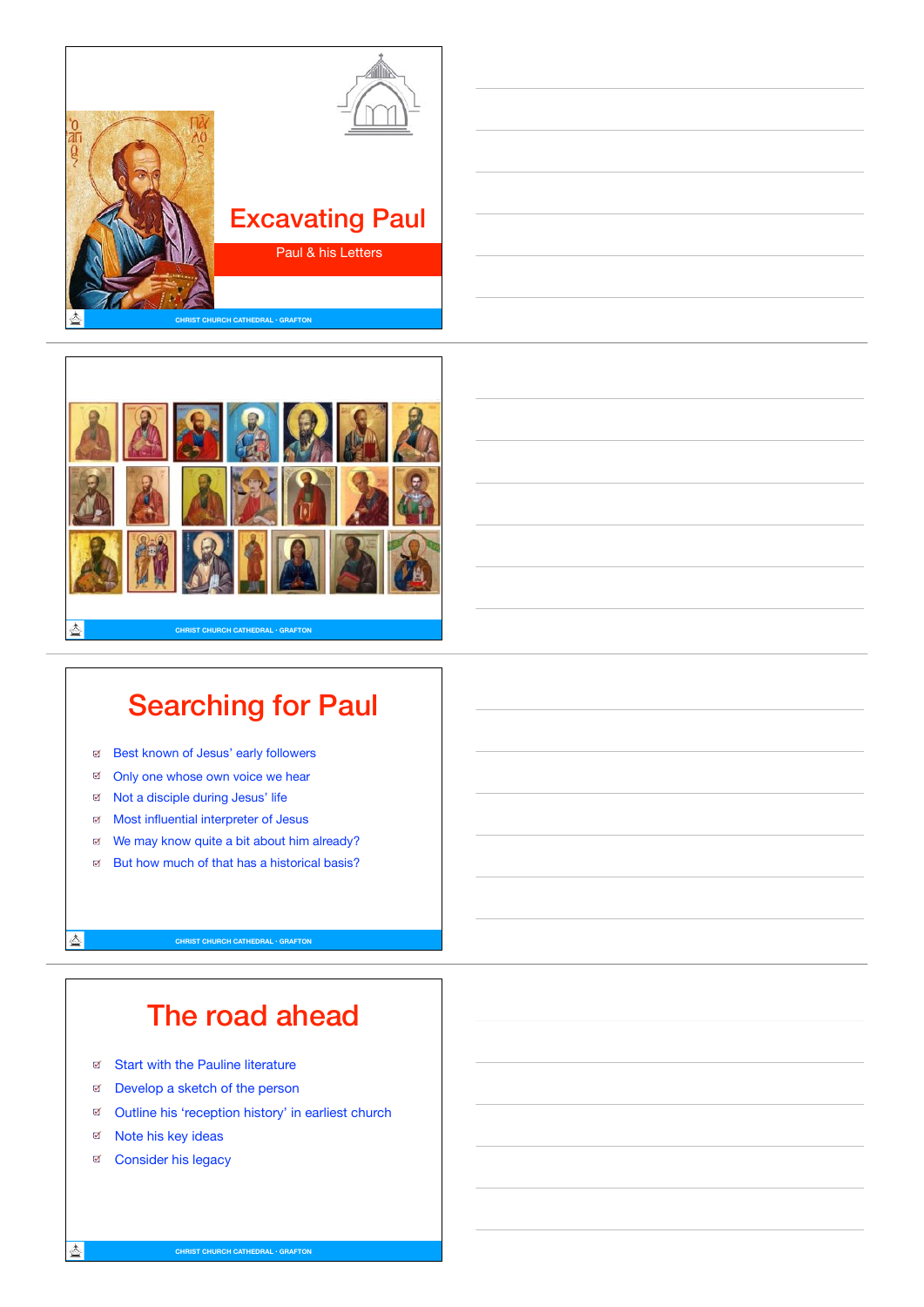# Excavating Paul

Paul & his Letters

## Searching for Paul

- Best known of Jesus' early followers
- Only one whose own voice we hear
- Not a disciple during Jesus' life
- Most influential interpreter of Jesus
- We may know quite a bit about him already?
- But how much of that has a historical basis?

## The road ahead

- Start with the Pauline literature
- Develop a sketch of the person
- Outline his 'reception history' in earliest church
- Note his key ideas
- Consider his legacy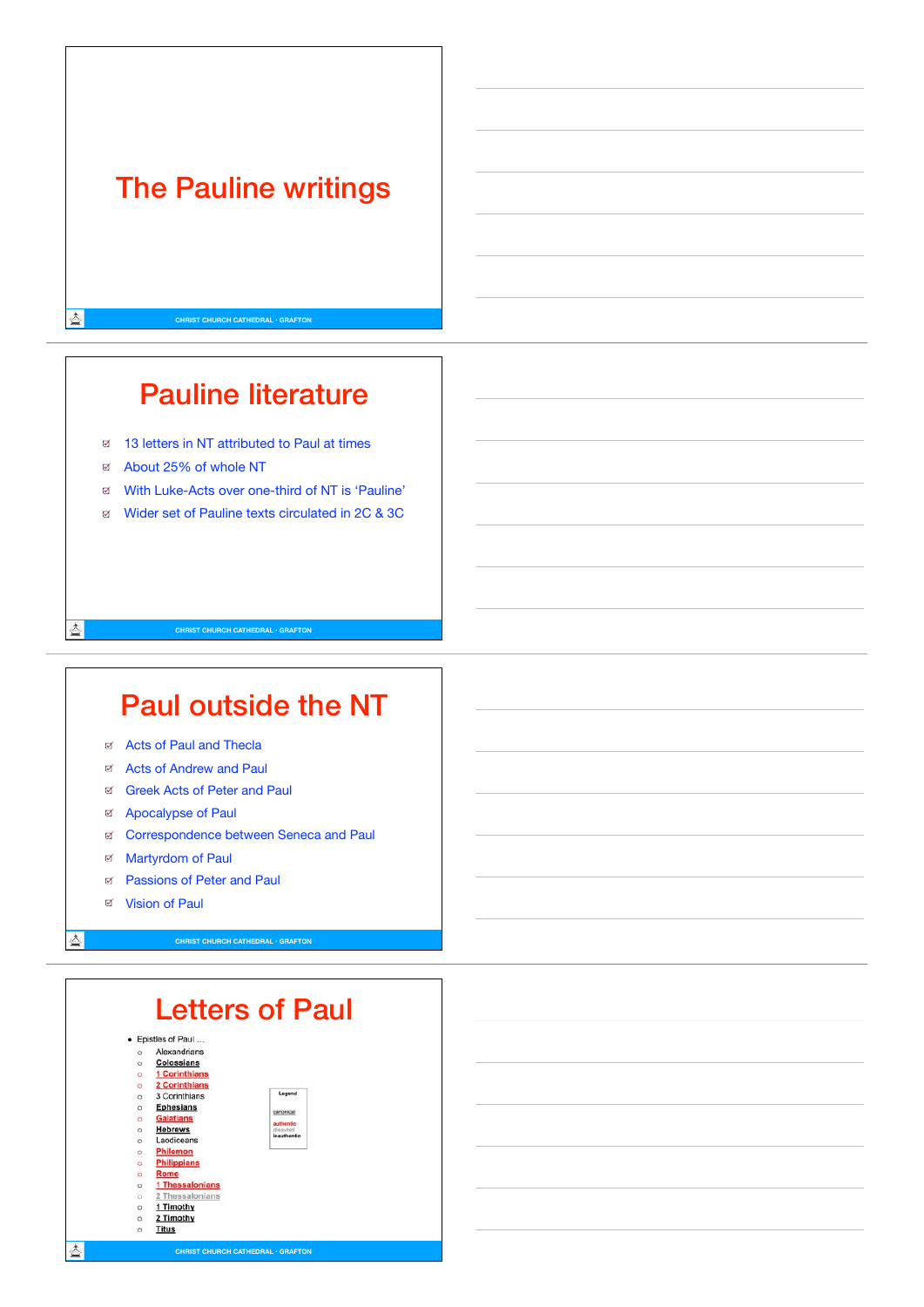# The Pauline writings

# Pauline literature

- 13 letters in NT attributed to Paul at times
- About 25% of whole NT
- With Luke-Acts over one-third of NT is 'Pauline'
- Wider set of Pauline texts circulated in 2C & 3C

# Paul outside the NT

- Acts of Paul and Thecla
- Acts of Andrew and Paul
- Greek Acts of Peter and Paul
- Apocalypse of Paul
- Correspondence between Seneca and Paul
- Martyrdom of Paul
- Passions of Peter and Paul
- Vision of Paul

# Letters of Paul

- Epistles of Paul ...
  - Alexandrians
  - Colossians
  - 1 Corinthians
  - 2 Corinthians
  - 3 Corinthians
  - Ephesians
  - Galatians
  - Hebrews
  - Laodiceans
  - Philemon
  - Philippians
  - Rome
  - 1 Thessalonians
  - 2 Thessalonians
  - 1 Timothy
  - 2 Timothy
  - Titus

Legend

canonical

authentic
disputed
inauthentic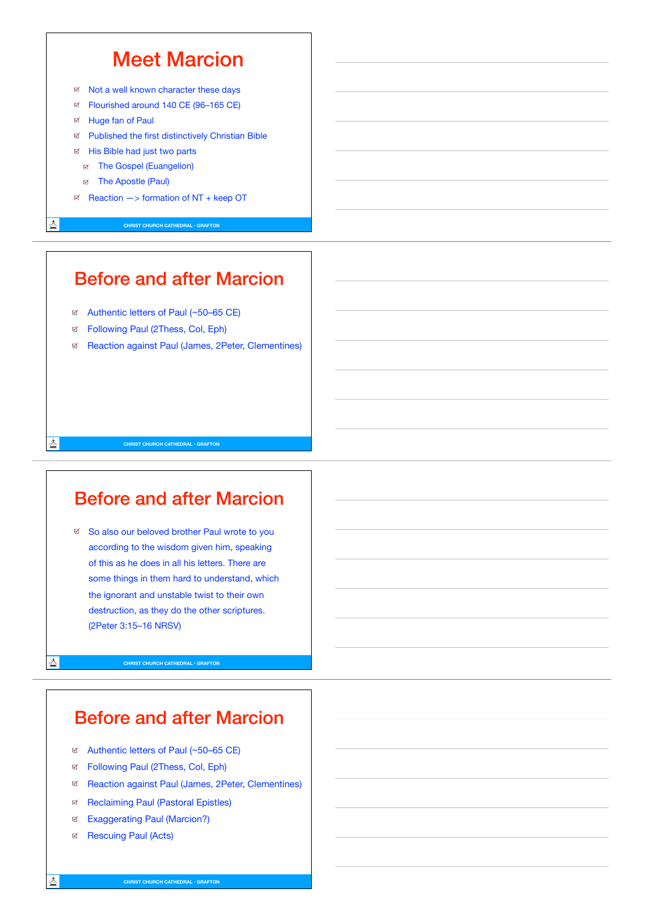## Meet Marcion

- Not a well known character these days
- Flourished around 140 CE (96–165 CE)
- Huge fan of Paul
- Published the first distinctively Christian Bible
- His Bible had just two parts
  - The Gospel (Euangelion)
  - The Apostle (Paul)
- Reaction —> formation of NT + keep OT

## Before and after Marcion

- Authentic letters of Paul (~50–65 CE)
- Following Paul (2Thess, Col, Eph)
- Reaction against Paul (James, 2Peter, Clementines)

## Before and after Marcion

- So also our beloved brother Paul wrote to you according to the wisdom given him, speaking of this as he does in all his letters. There are some things in them hard to understand, which the ignorant and unstable twist to their own destruction, as they do the other scriptures. (2Peter 3:15–16 NRSV)

## Before and after Marcion

- Authentic letters of Paul (~50–65 CE)
- Following Paul (2Thess, Col, Eph)
- Reaction against Paul (James, 2Peter, Clementines)
- Reclaiming Paul (Pastoral Epistles)
- Exaggerating Paul (Marcion?)
- Rescuing Paul (Acts)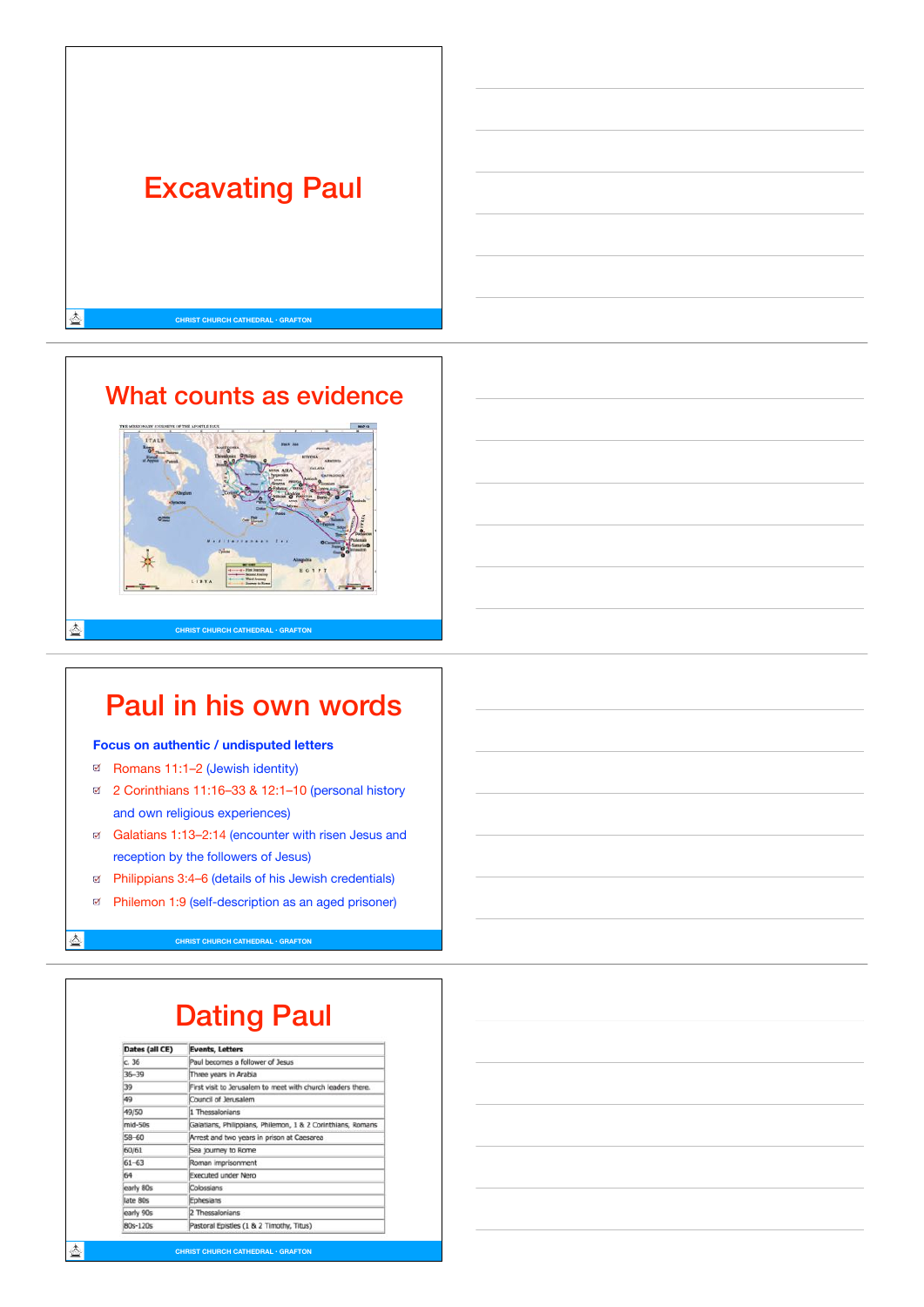# Excavating Paul

# What counts as evidence

# Paul in his own words

**Focus on authentic / undisputed letters**

- Romans 11:1–2 (Jewish identity)
- 2 Corinthians 11:16–33 & 12:1–10 (personal history and own religious experiences)
- Galatians 1:13–2:14 (encounter with risen Jesus and reception by the followers of Jesus)
- Philippians 3:4–6 (details of his Jewish credentials)
- Philemon 1:9 (self-description as an aged prisoner)

# Dating Paul

| Dates (all CE) | Events, Letters |
|---|---|
| c. 36 | Paul becomes a follower of Jesus |
| 36–39 | Three years in Arabia |
| 39 | First visit to Jerusalem to meet with church leaders there. |
| 49 | Council of Jerusalem |
| 49/50 | 1 Thessalonians |
| mid-50s | Galatians, Philippians, Philemon, 1 & 2 Corinthians, Romans |
| 58-60 | Arrest and two years in prison at Caesarea |
| 60/61 | Sea journey to Rome |
| 61-63 | Roman imprisonment |
| 64 | Executed under Nero |
| early 80s | Colossians |
| late 80s | Ephesians |
| early 90s | 2 Thessalonians |
| 80s-120s | Pastoral Epistles (1 & 2 Timothy, Titus) |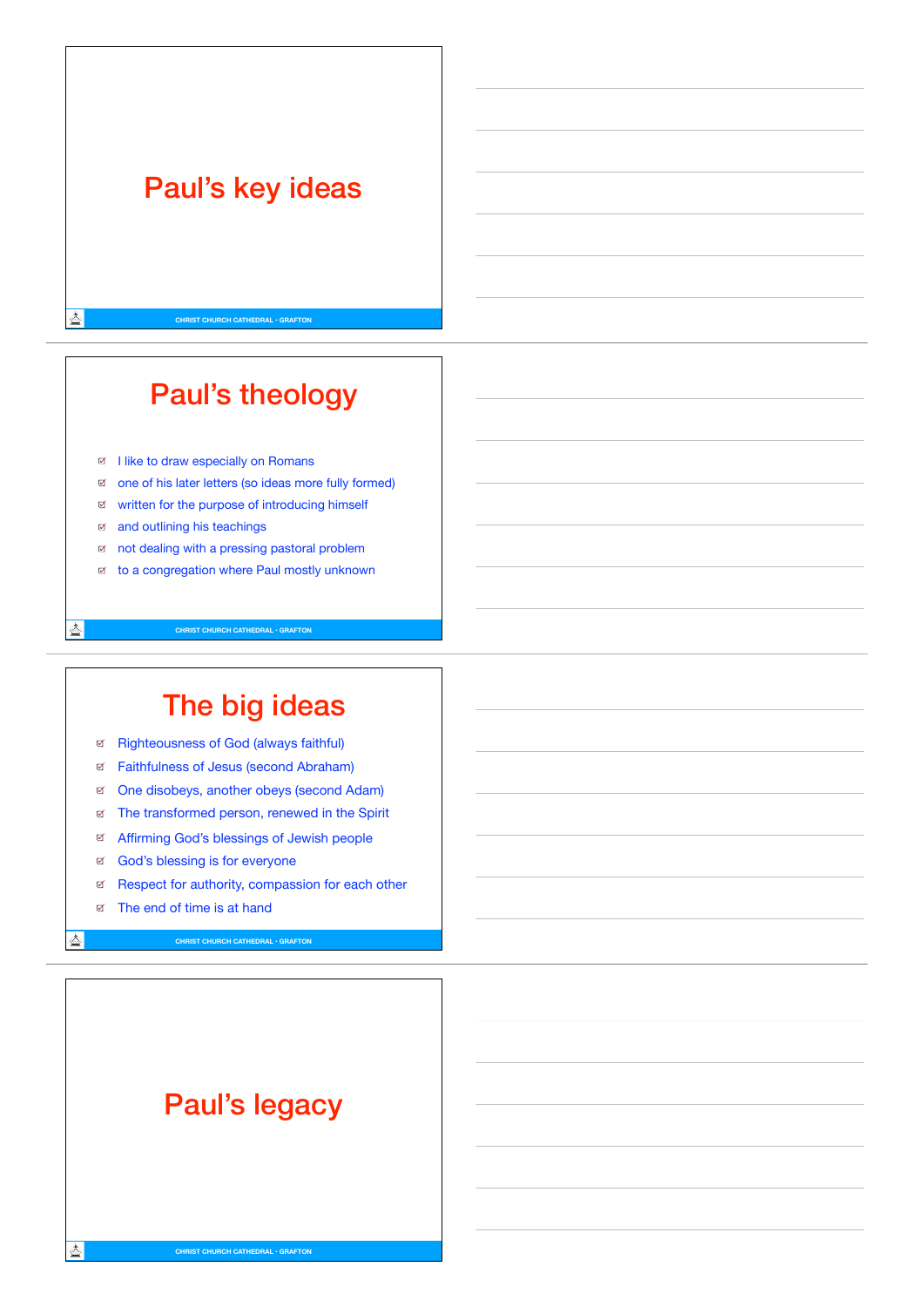# Paul's key ideas

## Paul's theology

- I like to draw especially on Romans
- one of his later letters (so ideas more fully formed)
- written for the purpose of introducing himself
- and outlining his teachings
- not dealing with a pressing pastoral problem
- to a congregation where Paul mostly unknown

## The big ideas

- Righteousness of God (always faithful)
- Faithfulness of Jesus (second Abraham)
- One disobeys, another obeys (second Adam)
- The transformed person, renewed in the Spirit
- Affirming God's blessings of Jewish people
- God's blessing is for everyone
- Respect for authority, compassion for each other
- The end of time is at hand

# Paul's legacy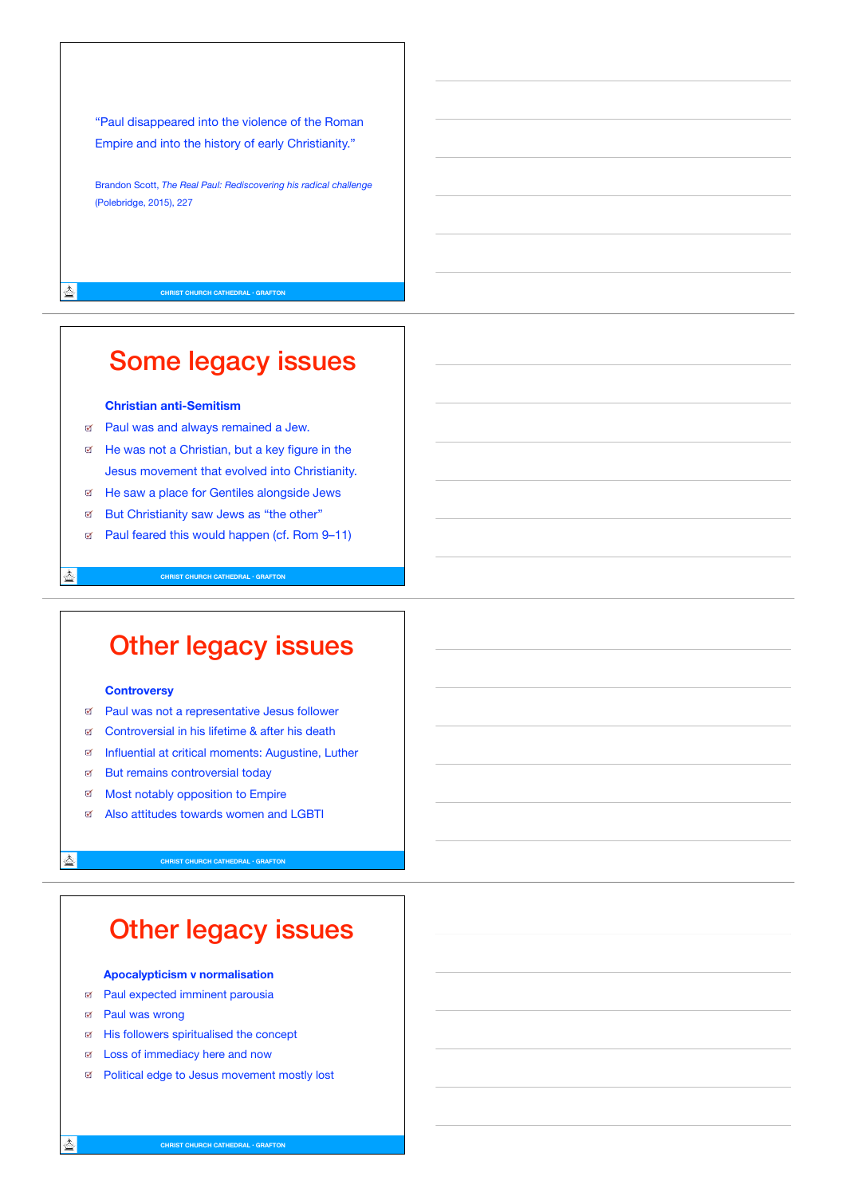"Paul disappeared into the violence of the Roman Empire and into the history of early Christianity."

Brandon Scott, *The Real Paul: Rediscovering his radical challenge* (Polebridge, 2015), 227

# Some legacy issues

**Christian anti-Semitism**

- Paul was and always remained a Jew.
- He was not a Christian, but a key figure in the Jesus movement that evolved into Christianity.
- He saw a place for Gentiles alongside Jews
- But Christianity saw Jews as "the other"
- Paul feared this would happen (cf. Rom 9–11)

# Other legacy issues

**Controversy**

- Paul was not a representative Jesus follower
- Controversial in his lifetime & after his death
- Influential at critical moments: Augustine, Luther
- But remains controversial today
- Most notably opposition to Empire
- Also attitudes towards women and LGBTI

# Other legacy issues

**Apocalypticism v normalisation**

- Paul expected imminent parousia
- Paul was wrong
- His followers spiritualised the concept
- Loss of immediacy here and now
- Political edge to Jesus movement mostly lost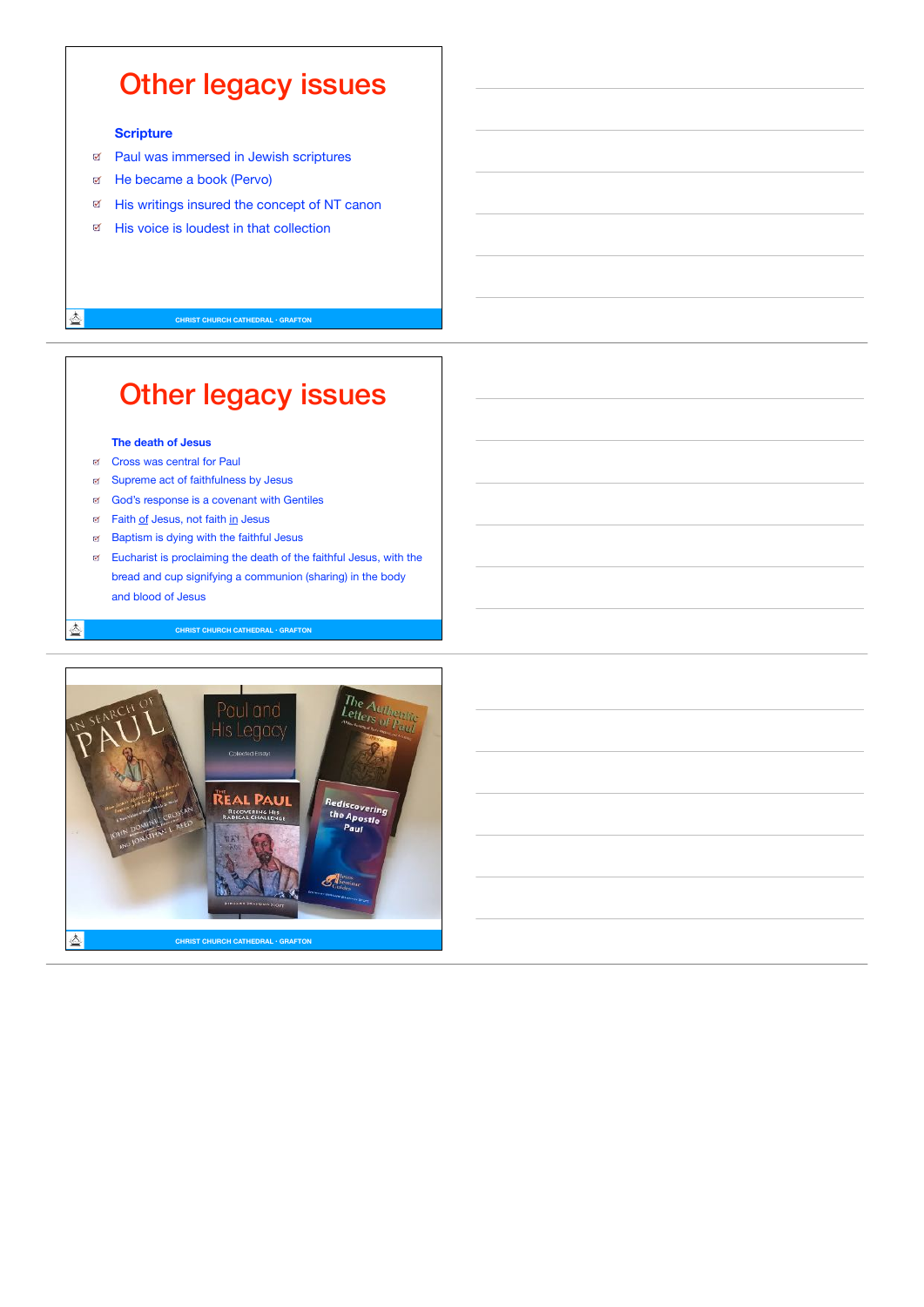# Other legacy issues

**Scripture**

- Paul was immersed in Jewish scriptures
- He became a book (Pervo)
- His writings insured the concept of NT canon
- His voice is loudest in that collection

# Other legacy issues

**The death of Jesus**

- Cross was central for Paul
- Supreme act of faithfulness by Jesus
- God's response is a covenant with Gentiles
- Faith of Jesus, not faith in Jesus
- Baptism is dying with the faithful Jesus
- Eucharist is proclaiming the death of the faithful Jesus, with the bread and cup signifying a communion (sharing) in the body and blood of Jesus